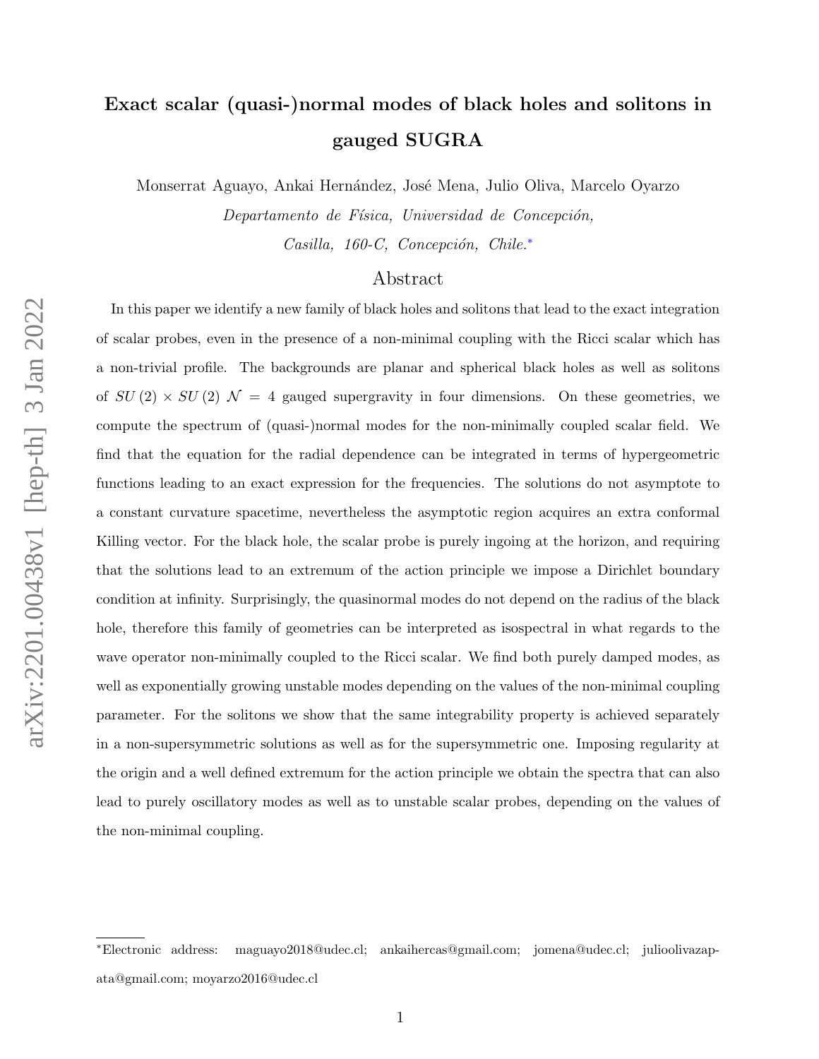# Exact scalar (quasi-)normal modes of black holes and solitons in gauged SUGRA

Monserrat Aguayo, Ankai Hernández, José Mena, Julio Oliva, Marcelo Oyarzo

*Departamento de Física, Universidad de Concepción,*

*Casilla, 160-C, Concepción, Chile.*[*]

## Abstract

In this paper we identify a new family of black holes and solitons that lead to the exact integration of scalar probes, even in the presence of a non-minimal coupling with the Ricci scalar which has a non-trivial profile. The backgrounds are planar and spherical black holes as well as solitons of $SU(2) \times SU(2)$ $\mathcal{N} = 4$ gauged supergravity in four dimensions. On these geometries, we compute the spectrum of (quasi-)normal modes for the non-minimally coupled scalar field. We find that the equation for the radial dependence can be integrated in terms of hypergeometric functions leading to an exact expression for the frequencies. The solutions do not asymptote to a constant curvature spacetime, nevertheless the asymptotic region acquires an extra conformal Killing vector. For the black hole, the scalar probe is purely ingoing at the horizon, and requiring that the solutions lead to an extremum of the action principle we impose a Dirichlet boundary condition at infinity. Surprisingly, the quasinormal modes do not depend on the radius of the black hole, therefore this family of geometries can be interpreted as isospectral in what regards to the wave operator non-minimally coupled to the Ricci scalar. We find both purely damped modes, as well as exponentially growing unstable modes depending on the values of the non-minimal coupling parameter. For the solitons we show that the same integrability property is achieved separately in a non-supersymmetric solutions as well as for the supersymmetric one. Imposing regularity at the origin and a well defined extremum for the action principle we obtain the spectra that can also lead to purely oscillatory modes as well as to unstable scalar probes, depending on the values of the non-minimal coupling.

[*]Electronic address: maguayo2018@udec.cl; ankaihercas@gmail.com; jomena@udec.cl; julioolivazapata@gmail.com; moyarzo2016@udec.cl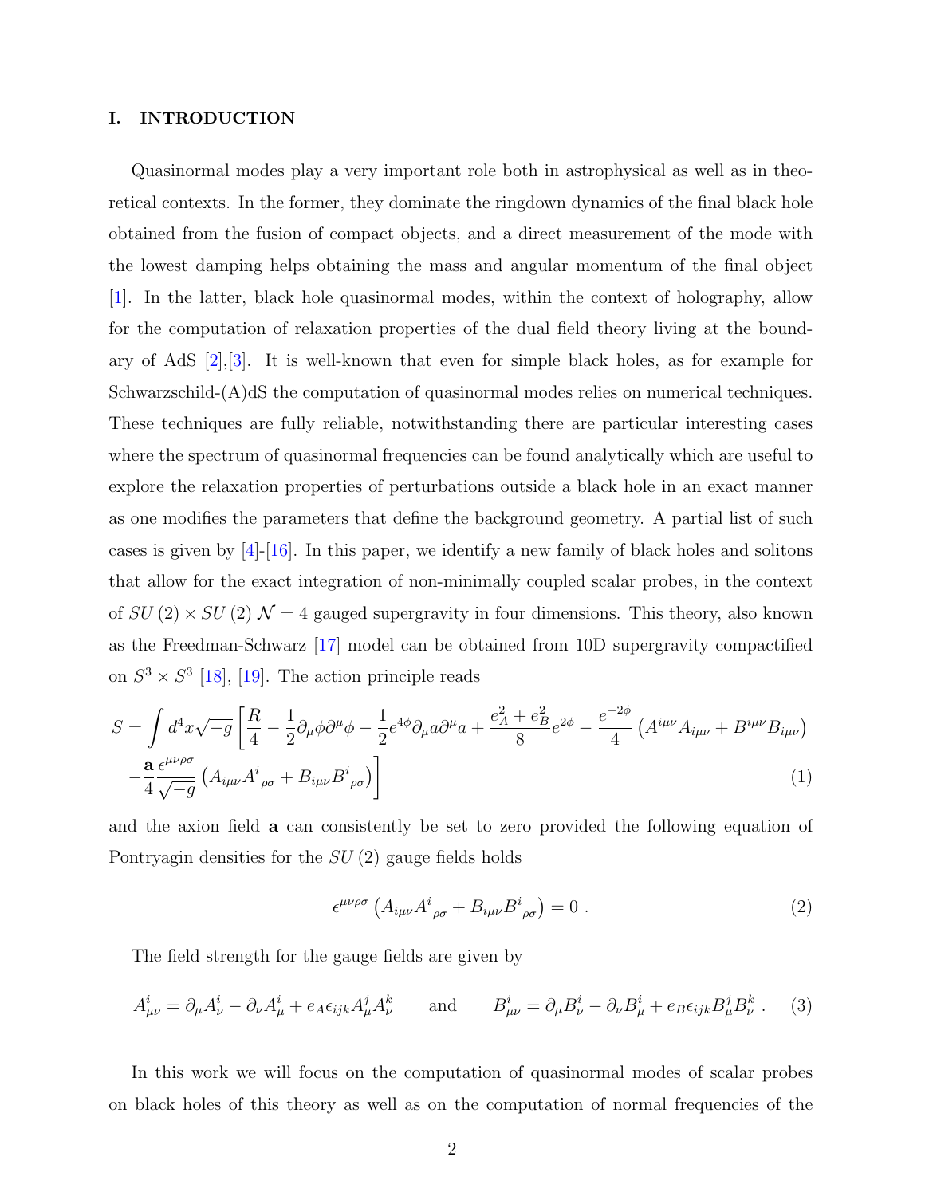## I. INTRODUCTION

Quasinormal modes play a very important role both in astrophysical as well as in theoretical contexts. In the former, they dominate the ringdown dynamics of the final black hole obtained from the fusion of compact objects, and a direct measurement of the mode with the lowest damping helps obtaining the mass and angular momentum of the final object [1]. In the latter, black hole quasinormal modes, within the context of holography, allow for the computation of relaxation properties of the dual field theory living at the boundary of AdS [2],[3]. It is well-known that even for simple black holes, as for example for Schwarzschild-(A)dS the computation of quasinormal modes relies on numerical techniques. These techniques are fully reliable, notwithstanding there are particular interesting cases where the spectrum of quasinormal frequencies can be found analytically which are useful to explore the relaxation properties of perturbations outside a black hole in an exact manner as one modifies the parameters that define the background geometry. A partial list of such cases is given by [4]-[16]. In this paper, we identify a new family of black holes and solitons that allow for the exact integration of non-minimally coupled scalar probes, in the context of $SU(2) \times SU(2)$ $\mathcal{N}=4$ gauged supergravity in four dimensions. This theory, also known as the Freedman-Schwarz [17] model can be obtained from 10D supergravity compactified on $S^3 \times S^3$ [18], [19]. The action principle reads

$$
S = \int d^4x\sqrt{-g}\left[\frac{R}{4} - \frac{1}{2}\partial_\mu\phi\partial^\mu\phi - \frac{1}{2}e^{4\phi}\partial_\mu a\partial^\mu a + \frac{e_A^2+e_B^2}{8}e^{2\phi} - \frac{e^{-2\phi}}{4}\left(A^{i\mu\nu}A_{i\mu\nu} + B^{i\mu\nu}B_{i\mu\nu}\right)\right.
$$
$$
\left. -\frac{\mathbf{a}}{4}\frac{\epsilon^{\mu\nu\rho\sigma}}{\sqrt{-g}}\left(A_{i\mu\nu}A^{i}{}_{\rho\sigma} + B_{i\mu\nu}B^{i}{}_{\rho\sigma}\right)\right] \tag{1}
$$

and the axion field $\mathbf{a}$ can consistently be set to zero provided the following equation of Pontryagin densities for the $SU(2)$ gauge fields holds

$$
\epsilon^{\mu\nu\rho\sigma}\left(A_{i\mu\nu}A^{i}{}_{\rho\sigma} + B_{i\mu\nu}B^{i}{}_{\rho\sigma}\right) = 0 \ . \tag{2}
$$

The field strength for the gauge fields are given by

$$
A^i_{\mu\nu} = \partial_\mu A^i_\nu - \partial_\nu A^i_\mu + e_A\epsilon_{ijk}A^j_\mu A^k_\nu \qquad \text{and} \qquad B^i_{\mu\nu} = \partial_\mu B^i_\nu - \partial_\nu B^i_\mu + e_B\epsilon_{ijk}B^j_\mu B^k_\nu \ . \tag{3}
$$

In this work we will focus on the computation of quasinormal modes of scalar probes on black holes of this theory as well as on the computation of normal frequencies of the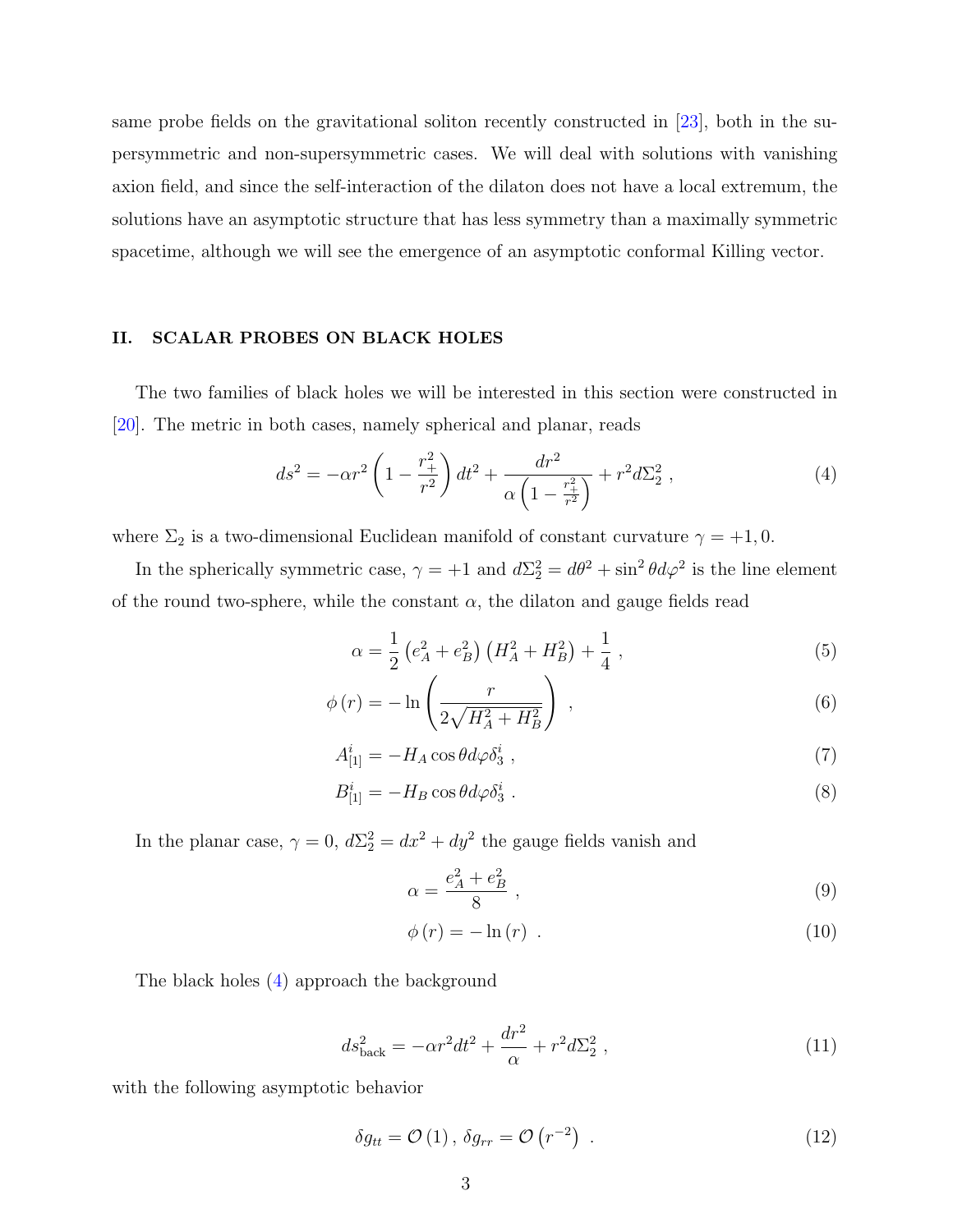same probe fields on the gravitational soliton recently constructed in [23], both in the supersymmetric and non-supersymmetric cases. We will deal with solutions with vanishing axion field, and since the self-interaction of the dilaton does not have a local extremum, the solutions have an asymptotic structure that has less symmetry than a maximally symmetric spacetime, although we will see the emergence of an asymptotic conformal Killing vector.

## II. SCALAR PROBES ON BLACK HOLES

The two families of black holes we will be interested in this section were constructed in [20]. The metric in both cases, namely spherical and planar, reads

$$ds^2 = -\alpha r^2 \left(1 - \frac{r_+^2}{r^2}\right) dt^2 + \frac{dr^2}{\alpha \left(1 - \frac{r_+^2}{r^2}\right)} + r^2 d\Sigma_2^2 \ , \tag{4}$$

where $\Sigma_2$ is a two-dimensional Euclidean manifold of constant curvature $\gamma = +1, 0$.

In the spherically symmetric case, $\gamma = +1$ and $d\Sigma_2^2 = d\theta^2 + \sin^2\theta d\varphi^2$ is the line element of the round two-sphere, while the constant $\alpha$, the dilaton and gauge fields read

$$\alpha = \frac{1}{2}\left(e_A^2 + e_B^2\right)\left(H_A^2 + H_B^2\right) + \frac{1}{4} \ , \tag{5}$$

$$\phi(r) = -\ln\left(\frac{r}{2\sqrt{H_A^2 + H_B^2}}\right) \ , \tag{6}$$

$$A_{[1]}^i = -H_A \cos\theta d\varphi \delta_3^i \ , \tag{7}$$

$$B_{[1]}^i = -H_B \cos\theta d\varphi \delta_3^i \ . \tag{8}$$

In the planar case, $\gamma = 0$, $d\Sigma_2^2 = dx^2 + dy^2$ the gauge fields vanish and

$$\alpha = \frac{e_A^2 + e_B^2}{8} \ , \tag{9}$$

$$\phi(r) = -\ln(r) \ . \tag{10}$$

The black holes (4) approach the background

$$ds_{\text{back}}^2 = -\alpha r^2 dt^2 + \frac{dr^2}{\alpha} + r^2 d\Sigma_2^2 \ , \tag{11}$$

with the following asymptotic behavior

$$\delta g_{tt} = \mathcal{O}(1) \, , \, \delta g_{rr} = \mathcal{O}\left(r^{-2}\right) \ . \tag{12}$$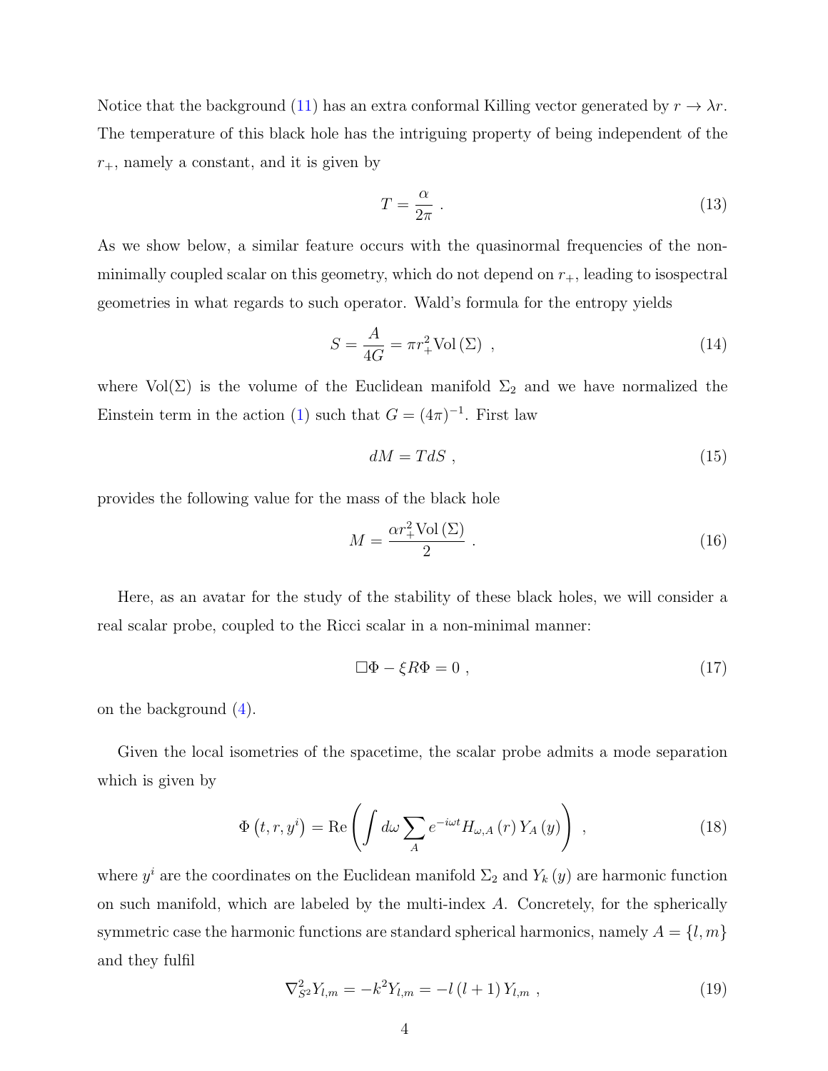Notice that the background (11) has an extra conformal Killing vector generated by $r \to \lambda r$. The temperature of this black hole has the intriguing property of being independent of the $r_+$, namely a constant, and it is given by

$$T = \frac{\alpha}{2\pi} \ . \tag{13}$$

As we show below, a similar feature occurs with the quasinormal frequencies of the non-minimally coupled scalar on this geometry, which do not depend on $r_+$, leading to isospectral geometries in what regards to such operator. Wald's formula for the entropy yields

$$S = \frac{A}{4G} = \pi r_+^2 \mathrm{Vol}\left(\Sigma\right) \ , \tag{14}$$

where Vol$(\Sigma)$ is the volume of the Euclidean manifold $\Sigma_2$ and we have normalized the Einstein term in the action (1) such that $G = (4\pi)^{-1}$. First law

$$dM = TdS \ , \tag{15}$$

provides the following value for the mass of the black hole

$$M = \frac{\alpha r_+^2 \mathrm{Vol}\left(\Sigma\right)}{2} \ . \tag{16}$$

Here, as an avatar for the study of the stability of these black holes, we will consider a real scalar probe, coupled to the Ricci scalar in a non-minimal manner:

$$\Box \Phi - \xi R \Phi = 0 \ , \tag{17}$$

on the background (4).

Given the local isometries of the spacetime, the scalar probe admits a mode separation which is given by

$$\Phi\left(t, r, y^i\right) = \mathrm{Re}\left(\int d\omega \sum_A e^{-i\omega t} H_{\omega,A}\left(r\right) Y_A\left(y\right)\right) \ , \tag{18}$$

where $y^i$ are the coordinates on the Euclidean manifold $\Sigma_2$ and $Y_k\left(y\right)$ are harmonic function on such manifold, which are labeled by the multi-index $A$. Concretely, for the spherically symmetric case the harmonic functions are standard spherical harmonics, namely $A = \{l, m\}$ and they fulfil

$$\nabla_{S^2}^2 Y_{l,m} = -k^2 Y_{l,m} = -l\left(l+1\right) Y_{l,m} \ , \tag{19}$$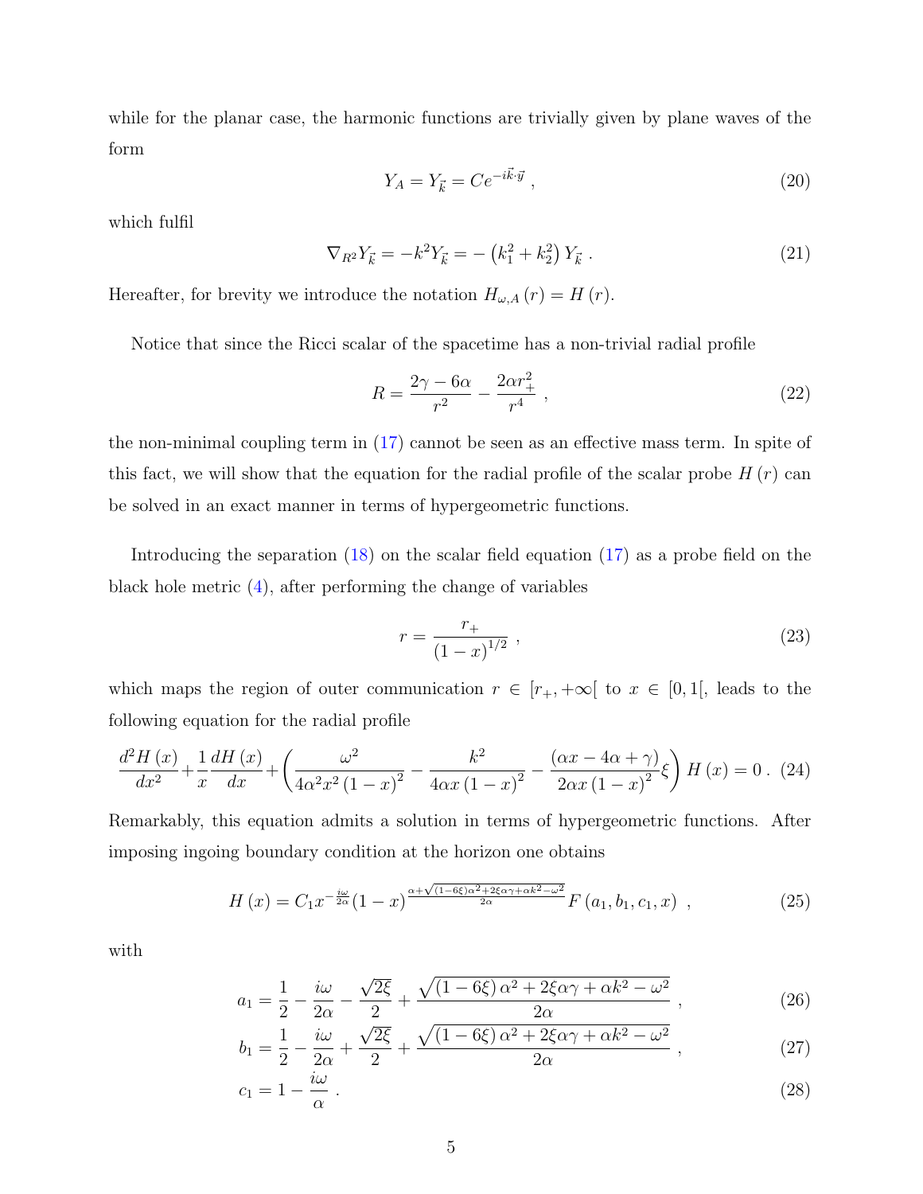while for the planar case, the harmonic functions are trivially given by plane waves of the form

$$Y_A = Y_{\vec{k}} = Ce^{-i\vec{k}\cdot\vec{y}} \ , \tag{20}$$

which fulfil

$$\nabla_{R^2} Y_{\vec{k}} = -k^2 Y_{\vec{k}} = -\left(k_1^2 + k_2^2\right) Y_{\vec{k}} \ . \tag{21}$$

Hereafter, for brevity we introduce the notation $H_{\omega,A}(r) = H(r)$.

Notice that since the Ricci scalar of the spacetime has a non-trivial radial profile

$$R = \frac{2\gamma - 6\alpha}{r^2} - \frac{2\alpha r_+^2}{r^4} \ , \tag{22}$$

the non-minimal coupling term in (17) cannot be seen as an effective mass term. In spite of this fact, we will show that the equation for the radial profile of the scalar probe $H(r)$ can be solved in an exact manner in terms of hypergeometric functions.

Introducing the separation (18) on the scalar field equation (17) as a probe field on the black hole metric (4), after performing the change of variables

$$r = \frac{r_+}{(1-x)^{1/2}} \ , \tag{23}$$

which maps the region of outer communication $r \in [r_+, +\infty[$ to $x \in [0,1[$, leads to the following equation for the radial profile

$$\frac{d^2 H(x)}{dx^2} + \frac{1}{x}\frac{dH(x)}{dx} + \left(\frac{\omega^2}{4\alpha^2 x^2 (1-x)^2} - \frac{k^2}{4\alpha x (1-x)^2} - \frac{(\alpha x - 4\alpha + \gamma)}{2\alpha x (1-x)^2}\xi\right) H(x) = 0 \ . \tag{24}$$

Remarkably, this equation admits a solution in terms of hypergeometric functions. After imposing ingoing boundary condition at the horizon one obtains

$$H(x) = C_1 x^{-\frac{i\omega}{2\alpha}} (1-x)^{\frac{\alpha + \sqrt{(1-6\xi)\alpha^2 + 2\xi\alpha\gamma + \alpha k^2 - \omega^2}}{2\alpha}} F(a_1, b_1, c_1, x) \ , \tag{25}$$

with

$$a_1 = \frac{1}{2} - \frac{i\omega}{2\alpha} - \frac{\sqrt{2\xi}}{2} + \frac{\sqrt{(1-6\xi)\alpha^2 + 2\xi\alpha\gamma + \alpha k^2 - \omega^2}}{2\alpha} \ , \tag{26}$$

$$b_1 = \frac{1}{2} - \frac{i\omega}{2\alpha} + \frac{\sqrt{2\xi}}{2} + \frac{\sqrt{(1-6\xi)\alpha^2 + 2\xi\alpha\gamma + \alpha k^2 - \omega^2}}{2\alpha} \ , \tag{27}$$

$$c_1 = 1 - \frac{i\omega}{\alpha} \ . \tag{28}$$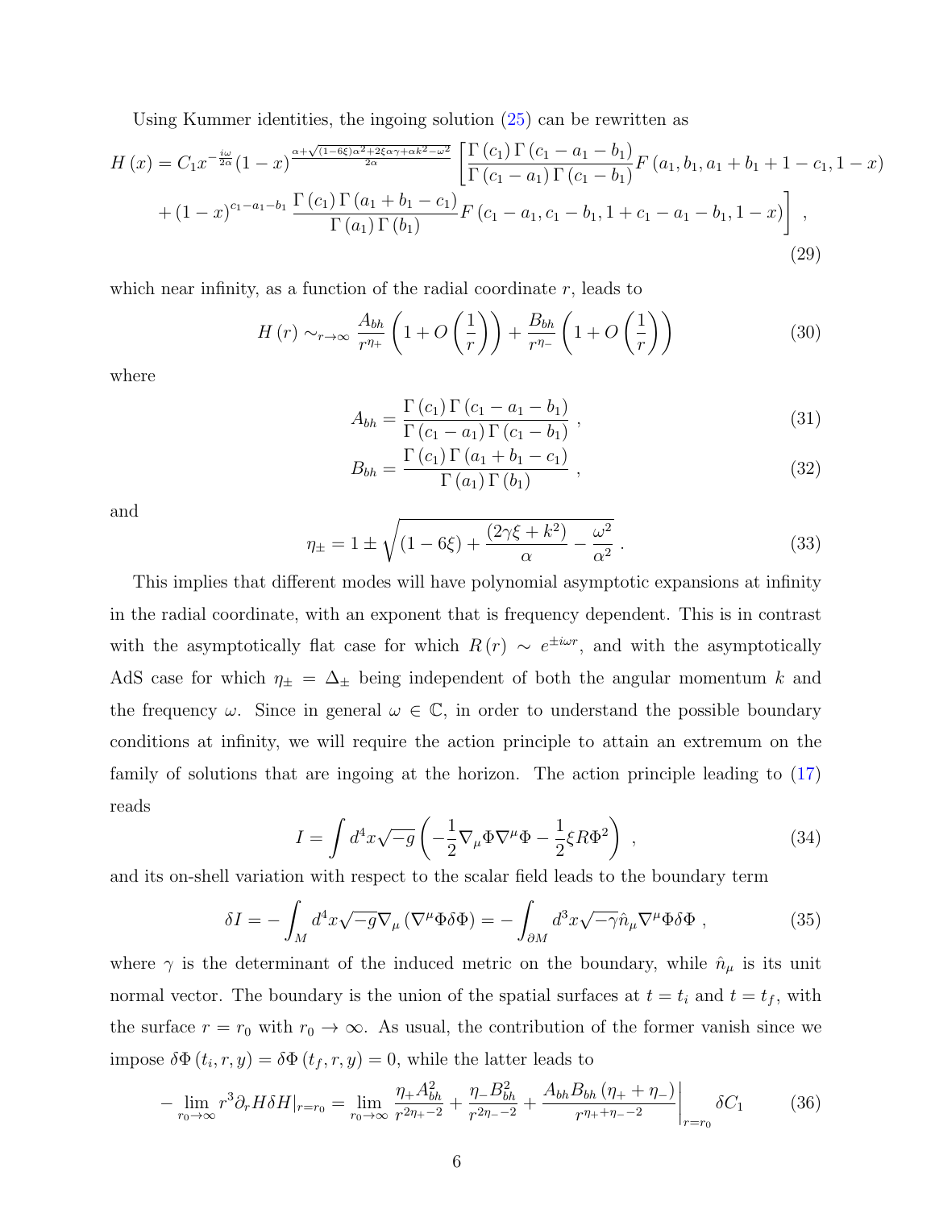Using Kummer identities, the ingoing solution (25) can be rewritten as

$$
\begin{aligned}
H(x) = {} & C_1 x^{-\frac{i\omega}{2\alpha}} (1-x)^{\frac{\alpha+\sqrt{(1-6\xi)\alpha^2+2\xi\alpha\gamma+\alpha k^2-\omega^2}}{2\alpha}} \left[ \frac{\Gamma(c_1)\Gamma(c_1-a_1-b_1)}{\Gamma(c_1-a_1)\Gamma(c_1-b_1)} F(a_1, b_1, a_1+b_1+1-c_1, 1-x) \right. \\
& \left. + (1-x)^{c_1-a_1-b_1} \frac{\Gamma(c_1)\Gamma(a_1+b_1-c_1)}{\Gamma(a_1)\Gamma(b_1)} F(c_1-a_1, c_1-b_1, 1+c_1-a_1-b_1, 1-x) \right] ,
\end{aligned}
\tag{29}
$$

which near infinity, as a function of the radial coordinate $r$, leads to

$$
H(r) \sim_{r\to\infty} \frac{A_{bh}}{r^{\eta_+}} \left(1 + O\left(\frac{1}{r}\right)\right) + \frac{B_{bh}}{r^{\eta_-}} \left(1 + O\left(\frac{1}{r}\right)\right) \tag{30}
$$

where

$$
A_{bh} = \frac{\Gamma(c_1)\Gamma(c_1-a_1-b_1)}{\Gamma(c_1-a_1)\Gamma(c_1-b_1)} , \tag{31}
$$

$$
B_{bh} = \frac{\Gamma(c_1)\Gamma(a_1+b_1-c_1)}{\Gamma(a_1)\Gamma(b_1)} , \tag{32}
$$

and

$$
\eta_\pm = 1 \pm \sqrt{(1-6\xi) + \frac{(2\gamma\xi + k^2)}{\alpha} - \frac{\omega^2}{\alpha^2}} . \tag{33}
$$

This implies that different modes will have polynomial asymptotic expansions at infinity in the radial coordinate, with an exponent that is frequency dependent. This is in contrast with the asymptotically flat case for which $R(r) \sim e^{\pm i\omega r}$, and with the asymptotically AdS case for which $\eta_\pm = \Delta_\pm$ being independent of both the angular momentum $k$ and the frequency $\omega$. Since in general $\omega \in \mathbb{C}$, in order to understand the possible boundary conditions at infinity, we will require the action principle to attain an extremum on the family of solutions that are ingoing at the horizon. The action principle leading to (17) reads

$$
I = \int d^4x \sqrt{-g} \left( -\frac{1}{2} \nabla_\mu \Phi \nabla^\mu \Phi - \frac{1}{2} \xi R \Phi^2 \right) , \tag{34}
$$

and its on-shell variation with respect to the scalar field leads to the boundary term

$$
\delta I = -\int_M d^4x \sqrt{-g} \nabla_\mu (\nabla^\mu \Phi \delta\Phi) = -\int_{\partial M} d^3x \sqrt{-\gamma} \hat{n}_\mu \nabla^\mu \Phi \delta\Phi , \tag{35}
$$

where $\gamma$ is the determinant of the induced metric on the boundary, while $\hat{n}_\mu$ is its unit normal vector. The boundary is the union of the spatial surfaces at $t = t_i$ and $t = t_f$, with the surface $r = r_0$ with $r_0 \to \infty$. As usual, the contribution of the former vanish since we impose $\delta\Phi(t_i, r, y) = \delta\Phi(t_f, r, y) = 0$, while the latter leads to

$$
-\lim_{r_0\to\infty} r^3 \partial_r H \delta H |_{r=r_0} = \lim_{r_0\to\infty} \frac{\eta_+ A_{bh}^2}{r^{2\eta_+-2}} + \frac{\eta_- B_{bh}^2}{r^{2\eta_--2}} + \frac{A_{bh} B_{bh} (\eta_+ + \eta_-)}{r^{\eta_++\eta_--2}} \bigg|_{r=r_0} \delta C_1 \tag{36}
$$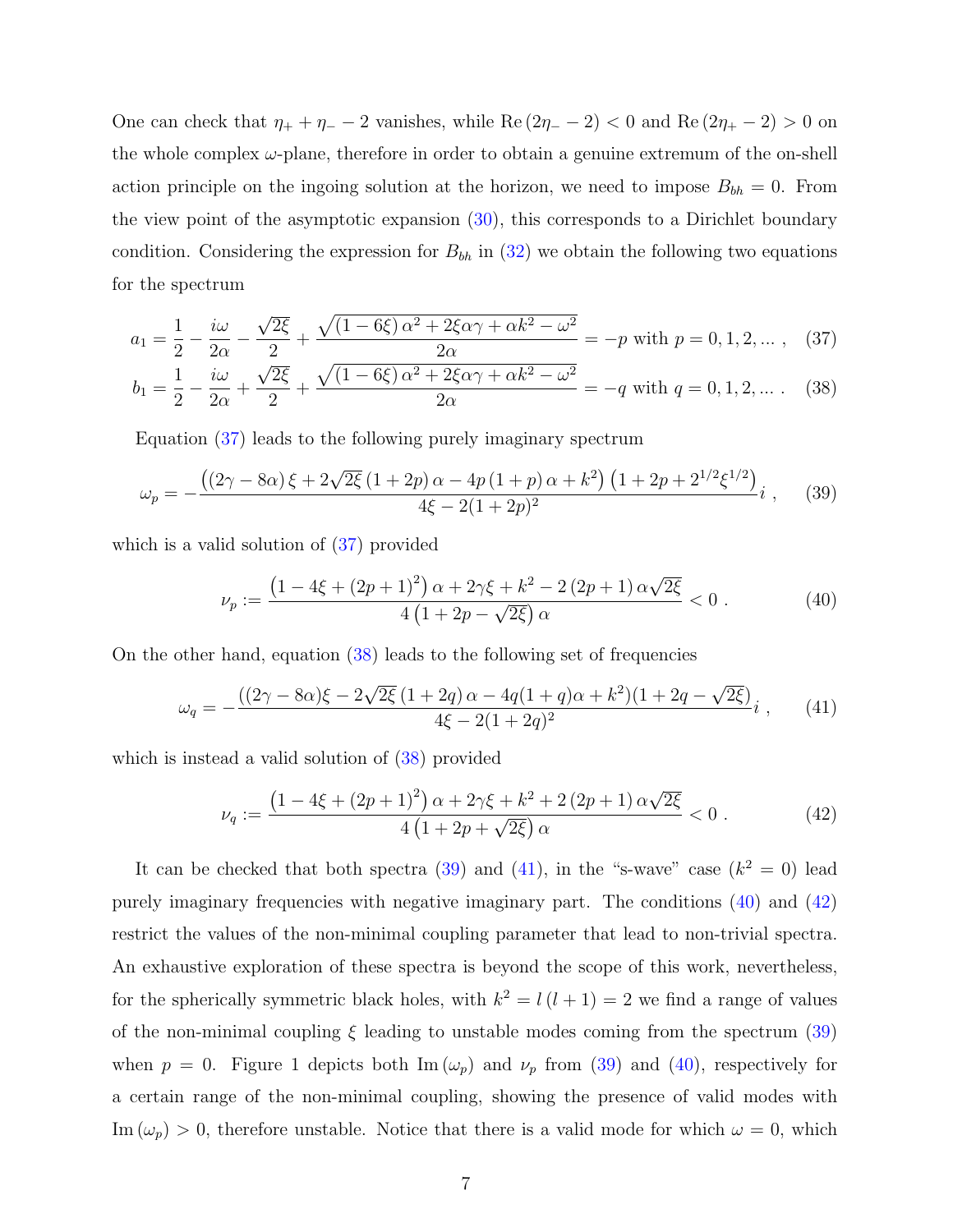One can check that $\eta_+ + \eta_- - 2$ vanishes, while $\mathrm{Re}\,(2\eta_- - 2) < 0$ and $\mathrm{Re}\,(2\eta_+ - 2) > 0$ on the whole complex $\omega$-plane, therefore in order to obtain a genuine extremum of the on-shell action principle on the ingoing solution at the horizon, we need to impose $B_{bh} = 0$. From the view point of the asymptotic expansion (30), this corresponds to a Dirichlet boundary condition. Considering the expression for $B_{bh}$ in (32) we obtain the following two equations for the spectrum

$$a_1 = \frac{1}{2} - \frac{i\omega}{2\alpha} - \frac{\sqrt{2\xi}}{2} + \frac{\sqrt{(1-6\xi)\,\alpha^2 + 2\xi\alpha\gamma + \alpha k^2 - \omega^2}}{2\alpha} = -p \text{ with } p = 0, 1, 2, \ldots \,, \quad (37)$$

$$b_1 = \frac{1}{2} - \frac{i\omega}{2\alpha} + \frac{\sqrt{2\xi}}{2} + \frac{\sqrt{(1-6\xi)\,\alpha^2 + 2\xi\alpha\gamma + \alpha k^2 - \omega^2}}{2\alpha} = -q \text{ with } q = 0, 1, 2, \ldots \,. \quad (38)$$

Equation (37) leads to the following purely imaginary spectrum

$$\omega_p = -\frac{\left((2\gamma - 8\alpha)\,\xi + 2\sqrt{2\xi}\,(1+2p)\,\alpha - 4p\,(1+p)\,\alpha + k^2\right)\left(1 + 2p + 2^{1/2}\xi^{1/2}\right)}{4\xi - 2(1+2p)^2}i \,, \quad (39)$$

which is a valid solution of (37) provided

$$\nu_p := \frac{\left(1 - 4\xi + (2p+1)^2\right)\alpha + 2\gamma\xi + k^2 - 2\,(2p+1)\,\alpha\sqrt{2\xi}}{4\left(1 + 2p - \sqrt{2\xi}\right)\alpha} < 0 \,. \quad (40)$$

On the other hand, equation (38) leads to the following set of frequencies

$$\omega_q = -\frac{((2\gamma - 8\alpha)\xi - 2\sqrt{2\xi}\,(1+2q)\,\alpha - 4q(1+q)\alpha + k^2)(1 + 2q - \sqrt{2\xi})}{4\xi - 2(1+2q)^2}i \,, \quad (41)$$

which is instead a valid solution of (38) provided

$$\nu_q := \frac{\left(1 - 4\xi + (2p+1)^2\right)\alpha + 2\gamma\xi + k^2 + 2\,(2p+1)\,\alpha\sqrt{2\xi}}{4\left(1 + 2p + \sqrt{2\xi}\right)\alpha} < 0 \,. \quad (42)$$

It can be checked that both spectra (39) and (41), in the "s-wave" case ($k^2 = 0$) lead purely imaginary frequencies with negative imaginary part. The conditions (40) and (42) restrict the values of the non-minimal coupling parameter that lead to non-trivial spectra. An exhaustive exploration of these spectra is beyond the scope of this work, nevertheless, for the spherically symmetric black holes, with $k^2 = l\,(l+1) = 2$ we find a range of values of the non-minimal coupling $\xi$ leading to unstable modes coming from the spectrum (39) when $p = 0$. Figure 1 depicts both $\mathrm{Im}\,(\omega_p)$ and $\nu_p$ from (39) and (40), respectively for a certain range of the non-minimal coupling, showing the presence of valid modes with $\mathrm{Im}\,(\omega_p) > 0$, therefore unstable. Notice that there is a valid mode for which $\omega = 0$, which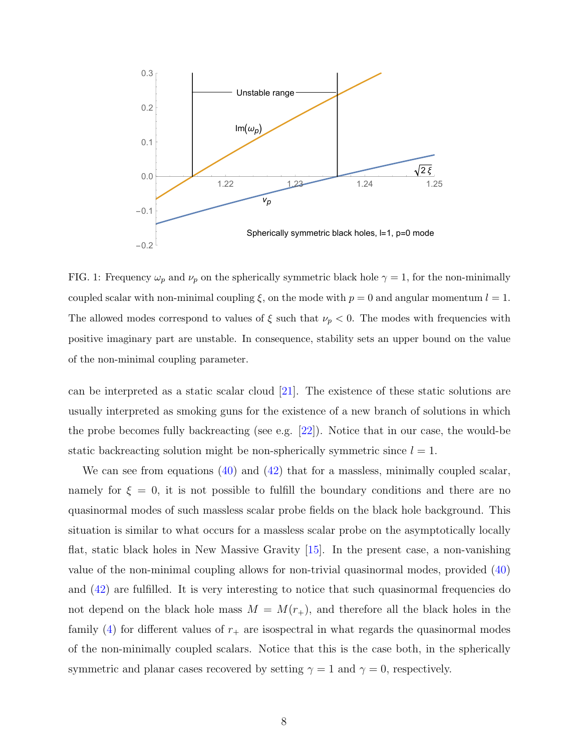FIG. 1: Frequency $\omega_p$ and $\nu_p$ on the spherically symmetric black hole $\gamma = 1$, for the non-minimally coupled scalar with non-minimal coupling $\xi$, on the mode with $p = 0$ and angular momentum $l = 1$. The allowed modes correspond to values of $\xi$ such that $\nu_p < 0$. The modes with frequencies with positive imaginary part are unstable. In consequence, stability sets an upper bound on the value of the non-minimal coupling parameter.

can be interpreted as a static scalar cloud [21]. The existence of these static solutions are usually interpreted as smoking guns for the existence of a new branch of solutions in which the probe becomes fully backreacting (see e.g. [22]). Notice that in our case, the would-be static backreacting solution might be non-spherically symmetric since $l = 1$.

We can see from equations (40) and (42) that for a massless, minimally coupled scalar, namely for $\xi = 0$, it is not possible to fulfill the boundary conditions and there are no quasinormal modes of such massless scalar probe fields on the black hole background. This situation is similar to what occurs for a massless scalar probe on the asymptotically locally flat, static black holes in New Massive Gravity [15]. In the present case, a non-vanishing value of the non-minimal coupling allows for non-trivial quasinormal modes, provided (40) and (42) are fulfilled. It is very interesting to notice that such quasinormal frequencies do not depend on the black hole mass $M = M(r_+)$, and therefore all the black holes in the family (4) for different values of $r_+$ are isospectral in what regards the quasinormal modes of the non-minimally coupled scalars. Notice that this is the case both, in the spherically symmetric and planar cases recovered by setting $\gamma = 1$ and $\gamma = 0$, respectively.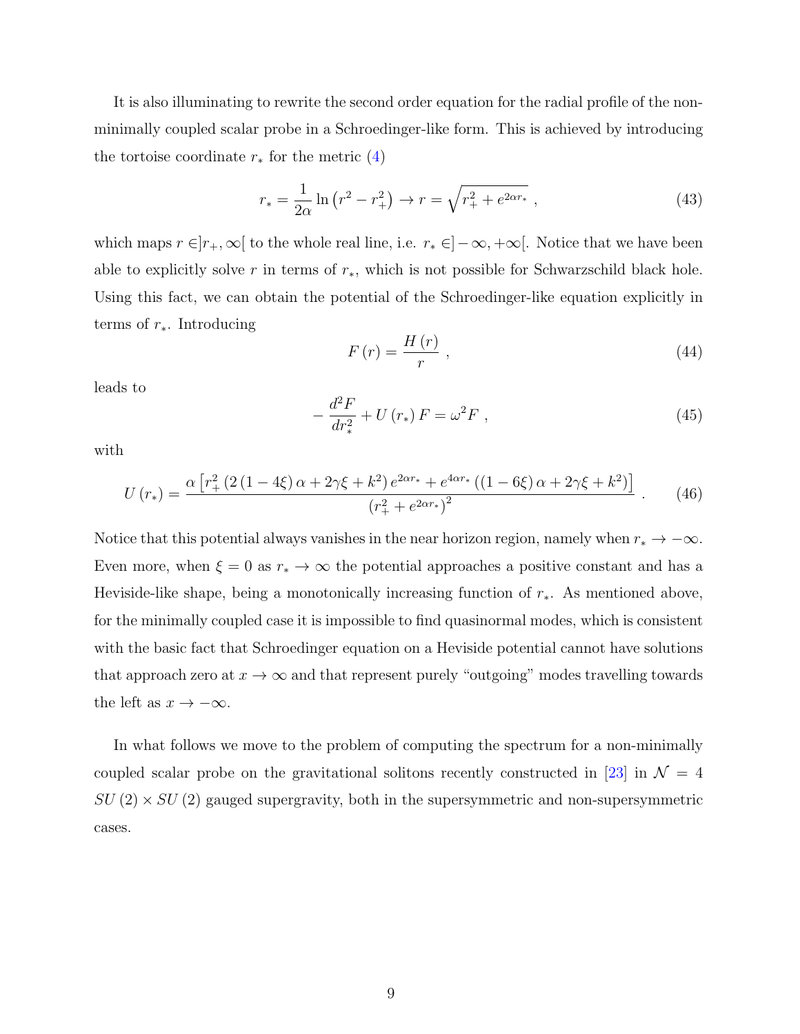It is also illuminating to rewrite the second order equation for the radial profile of the non-minimally coupled scalar probe in a Schroedinger-like form. This is achieved by introducing the tortoise coordinate $r_*$ for the metric (4)

$$r_* = \frac{1}{2\alpha} \ln\left(r^2 - r_+^2\right) \to r = \sqrt{r_+^2 + e^{2\alpha r_*}} \ , \tag{43}$$

which maps $r \in ]r_+, \infty[$ to the whole real line, i.e. $r_* \in ]-\infty, +\infty[$. Notice that we have been able to explicitly solve $r$ in terms of $r_*$, which is not possible for Schwarzschild black hole. Using this fact, we can obtain the potential of the Schroedinger-like equation explicitly in terms of $r_*$. Introducing

$$F(r) = \frac{H(r)}{r} \ , \tag{44}$$

leads to

$$-\frac{d^2 F}{dr_*^2} + U(r_*) F = \omega^2 F \ , \tag{45}$$

with

$$U(r_*) = \frac{\alpha \left[ r_+^2 \left(2(1-4\xi)\alpha + 2\gamma\xi + k^2\right) e^{2\alpha r_*} + e^{4\alpha r_*} \left((1-6\xi)\alpha + 2\gamma\xi + k^2\right)\right]}{\left(r_+^2 + e^{2\alpha r_*}\right)^2} \ . \tag{46}$$

Notice that this potential always vanishes in the near horizon region, namely when $r_* \to -\infty$. Even more, when $\xi = 0$ as $r_* \to \infty$ the potential approaches a positive constant and has a Heviside-like shape, being a monotonically increasing function of $r_*$. As mentioned above, for the minimally coupled case it is impossible to find quasinormal modes, which is consistent with the basic fact that Schroedinger equation on a Heviside potential cannot have solutions that approach zero at $x \to \infty$ and that represent purely "outgoing" modes travelling towards the left as $x \to -\infty$.

In what follows we move to the problem of computing the spectrum for a non-minimally coupled scalar probe on the gravitational solitons recently constructed in [23] in $\mathcal{N} = 4$ $SU(2) \times SU(2)$ gauged supergravity, both in the supersymmetric and non-supersymmetric cases.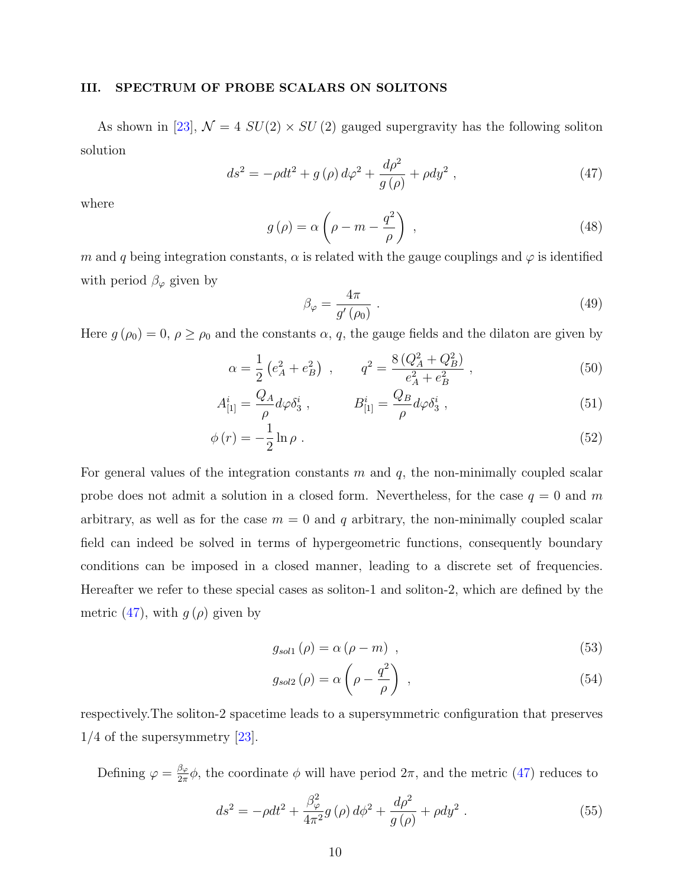## III. SPECTRUM OF PROBE SCALARS ON SOLITONS

As shown in [23], $\mathcal{N}=4$ $SU(2)\times SU(2)$ gauged supergravity has the following soliton solution

$$ds^2 = -\rho dt^2 + g(\rho)\, d\varphi^2 + \frac{d\rho^2}{g(\rho)} + \rho dy^2 \ , \tag{47}$$

where

$$g(\rho) = \alpha\left(\rho - m - \frac{q^2}{\rho}\right) \ , \tag{48}$$

$m$ and $q$ being integration constants, $\alpha$ is related with the gauge couplings and $\varphi$ is identified with period $\beta_\varphi$ given by

$$\beta_\varphi = \frac{4\pi}{g'(\rho_0)} \ . \tag{49}$$

Here $g(\rho_0)=0$, $\rho \geq \rho_0$ and the constants $\alpha$, $q$, the gauge fields and the dilaton are given by

$$\alpha = \frac{1}{2}\left(e_A^2 + e_B^2\right) \ , \qquad q^2 = \frac{8\left(Q_A^2 + Q_B^2\right)}{e_A^2 + e_B^2} \ , \tag{50}$$

$$A^i_{[1]} = \frac{Q_A}{\rho} d\varphi \delta^i_3 \ , \qquad B^i_{[1]} = \frac{Q_B}{\rho} d\varphi \delta^i_3 \ , \tag{51}$$

$$\phi(r) = -\frac{1}{2}\ln \rho \ . \tag{52}$$

For general values of the integration constants $m$ and $q$, the non-minimally coupled scalar probe does not admit a solution in a closed form. Nevertheless, for the case $q=0$ and $m$ arbitrary, as well as for the case $m=0$ and $q$ arbitrary, the non-minimally coupled scalar field can indeed be solved in terms of hypergeometric functions, consequently boundary conditions can be imposed in a closed manner, leading to a discrete set of frequencies. Hereafter we refer to these special cases as soliton-1 and soliton-2, which are defined by the metric (47), with $g(\rho)$ given by

$$g_{sol1}(\rho) = \alpha(\rho - m) \ , \tag{53}$$

$$g_{sol2}(\rho) = \alpha\left(\rho - \frac{q^2}{\rho}\right) \ , \tag{54}$$

respectively.The soliton-2 spacetime leads to a supersymmetric configuration that preserves 1/4 of the supersymmetry [23].

Defining $\varphi = \frac{\beta_\varphi}{2\pi}\phi$, the coordinate $\phi$ will have period $2\pi$, and the metric (47) reduces to

$$ds^2 = -\rho dt^2 + \frac{\beta_\varphi^2}{4\pi^2} g(\rho)\, d\phi^2 + \frac{d\rho^2}{g(\rho)} + \rho dy^2 \ . \tag{55}$$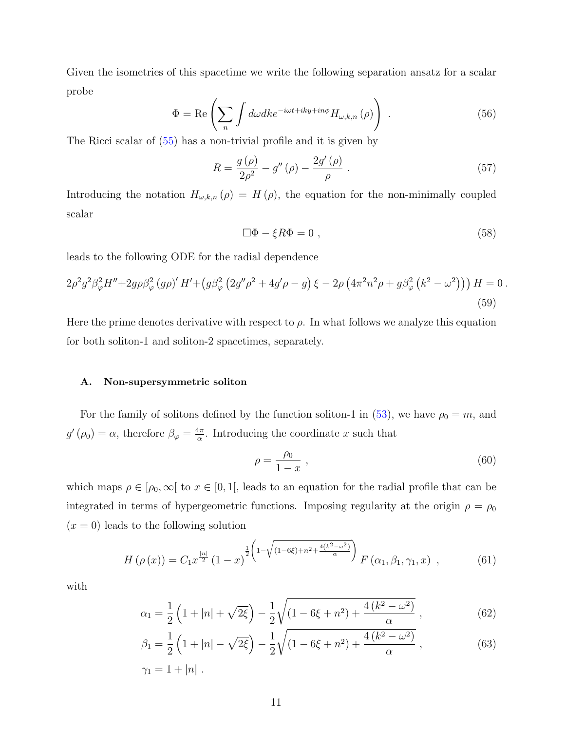Given the isometries of this spacetime we write the following separation ansatz for a scalar probe

$$\Phi = \mathrm{Re}\left(\sum_n \int d\omega dk e^{-i\omega t + iky + in\phi} H_{\omega,k,n}(\rho)\right) . \tag{56}$$

The Ricci scalar of (55) has a non-trivial profile and it is given by

$$R = \frac{g(\rho)}{2\rho^2} - g''(\rho) - \frac{2g'(\rho)}{\rho} . \tag{57}$$

Introducing the notation $H_{\omega,k,n}(\rho) = H(\rho)$, the equation for the non-minimally coupled scalar

$$\Box\Phi - \xi R \Phi = 0 , \tag{58}$$

leads to the following ODE for the radial dependence

$$2\rho^2 g^2 \beta_\varphi^2 H'' + 2g\rho\beta_\varphi^2 (g\rho)' H' + \left(g\beta_\varphi^2\left(2g''\rho^2 + 4g'\rho - g\right)\xi - 2\rho\left(4\pi^2 n^2 \rho + g\beta_\varphi^2\left(k^2 - \omega^2\right)\right)\right) H = 0 . \tag{59}$$

Here the prime denotes derivative with respect to $\rho$. In what follows we analyze this equation for both soliton-1 and soliton-2 spacetimes, separately.

## A. Non-supersymmetric soliton

For the family of solitons defined by the function soliton-1 in (53), we have $\rho_0 = m$, and $g'(\rho_0) = \alpha$, therefore $\beta_\varphi = \frac{4\pi}{\alpha}$. Introducing the coordinate $x$ such that

$$\rho = \frac{\rho_0}{1-x} , \tag{60}$$

which maps $\rho \in [\rho_0, \infty[$ to $x \in [0, 1[$, leads to an equation for the radial profile that can be integrated in terms of hypergeometric functions. Imposing regularity at the origin $\rho = \rho_0$ ($x = 0$) leads to the following solution

$$H(\rho(x)) = C_1 x^{\frac{|n|}{2}} (1-x)^{\frac{1}{2}\left(1 - \sqrt{(1-6\xi) + n^2 + \frac{4(k^2-\omega^2)}{\alpha}}\right)} F(\alpha_1, \beta_1, \gamma_1, x) , \tag{61}$$

with

$$\alpha_1 = \frac{1}{2}\left(1 + |n| + \sqrt{2\xi}\right) - \frac{1}{2}\sqrt{(1 - 6\xi + n^2) + \frac{4(k^2-\omega^2)}{\alpha}} , \tag{62}$$

$$\beta_1 = \frac{1}{2}\left(1 + |n| - \sqrt{2\xi}\right) - \frac{1}{2}\sqrt{(1 - 6\xi + n^2) + \frac{4(k^2-\omega^2)}{\alpha}} , \tag{63}$$

$$\gamma_1 = 1 + |n| .$$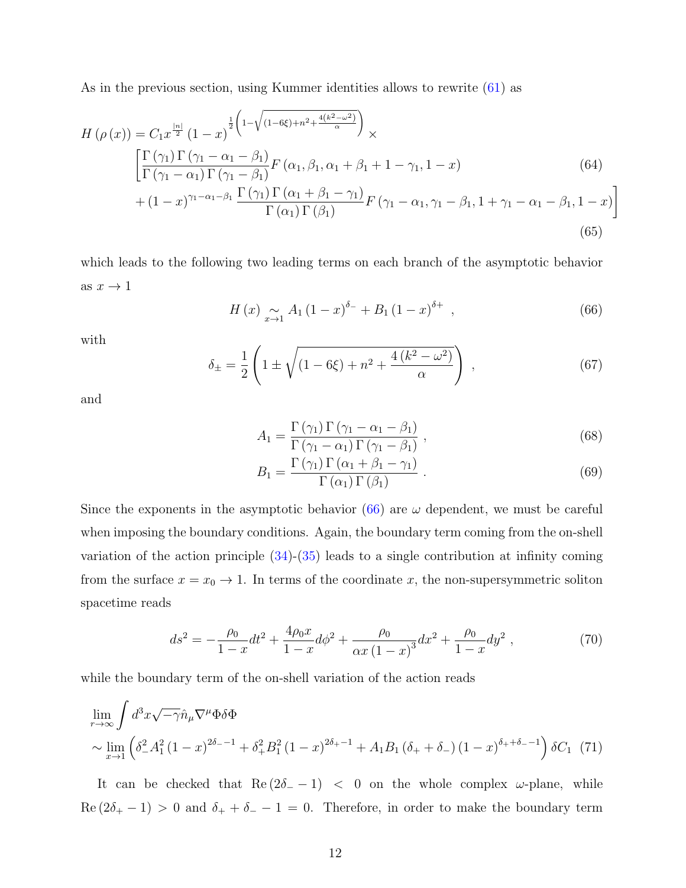As in the previous section, using Kummer identities allows to rewrite (61) as

$$
\begin{aligned}
H\left(\rho\left(x\right)\right) = C_1 x^{\frac{|n|}{2}}\left(1-x\right)^{\frac{1}{2}\left(1-\sqrt{(1-6\xi)+n^2+\frac{4(k^2-\omega^2)}{\alpha}}\right)} \times \\
\Bigg[\frac{\Gamma\left(\gamma_1\right)\Gamma\left(\gamma_1-\alpha_1-\beta_1\right)}{\Gamma\left(\gamma_1-\alpha_1\right)\Gamma\left(\gamma_1-\beta_1\right)}F\left(\alpha_1,\beta_1,\alpha_1+\beta_1+1-\gamma_1,1-x\right) \quad (64)\\
+\left(1-x\right)^{\gamma_1-\alpha_1-\beta_1}\frac{\Gamma\left(\gamma_1\right)\Gamma\left(\alpha_1+\beta_1-\gamma_1\right)}{\Gamma\left(\alpha_1\right)\Gamma\left(\beta_1\right)}F\left(\gamma_1-\alpha_1,\gamma_1-\beta_1,1+\gamma_1-\alpha_1-\beta_1,1-x\right)\Bigg] \quad (65)
\end{aligned}
$$

which leads to the following two leading terms on each branch of the asymptotic behavior as $x \to 1$

$$
H\left(x\right) \underset{x\to 1}{\sim} A_1\left(1-x\right)^{\delta_-} + B_1\left(1-x\right)^{\delta+} \ , \tag{66}
$$

with

$$
\delta_{\pm} = \frac{1}{2}\left(1 \pm \sqrt{(1-6\xi)+n^2+\frac{4\left(k^2-\omega^2\right)}{\alpha}}\right) \ , \tag{67}
$$

and

$$
A_1 = \frac{\Gamma\left(\gamma_1\right)\Gamma\left(\gamma_1-\alpha_1-\beta_1\right)}{\Gamma\left(\gamma_1-\alpha_1\right)\Gamma\left(\gamma_1-\beta_1\right)} \ , \tag{68}
$$

$$
B_1 = \frac{\Gamma\left(\gamma_1\right)\Gamma\left(\alpha_1+\beta_1-\gamma_1\right)}{\Gamma\left(\alpha_1\right)\Gamma\left(\beta_1\right)} \ . \tag{69}
$$

Since the exponents in the asymptotic behavior (66) are $\omega$ dependent, we must be careful when imposing the boundary conditions. Again, the boundary term coming from the on-shell variation of the action principle (34)-(35) leads to a single contribution at infinity coming from the surface $x = x_0 \to 1$. In terms of the coordinate $x$, the non-supersymmetric soliton spacetime reads

$$
ds^2 = -\frac{\rho_0}{1-x}dt^2 + \frac{4\rho_0 x}{1-x}d\phi^2 + \frac{\rho_0}{\alpha x\left(1-x\right)^3}dx^2 + \frac{\rho_0}{1-x}dy^2 \ , \tag{70}
$$

while the boundary term of the on-shell variation of the action reads

$$
\begin{aligned}
&\lim_{r\to\infty}\int d^3x\sqrt{-\gamma}\hat{n}_\mu\nabla^\mu\Phi\delta\Phi \\
&\sim \lim_{x\to 1}\left(\delta_-^2 A_1^2\left(1-x\right)^{2\delta_- -1} + \delta_+^2 B_1^2\left(1-x\right)^{2\delta_+ -1} + A_1 B_1\left(\delta_+ + \delta_-\right)\left(1-x\right)^{\delta_+ + \delta_- -1}\right)\delta C_1 \quad (71)
\end{aligned}
$$

It can be checked that $\mathrm{Re}\left(2\delta_- - 1\right) < 0$ on the whole complex $\omega$-plane, while $\mathrm{Re}\left(2\delta_+ - 1\right) > 0$ and $\delta_+ + \delta_- - 1 = 0$. Therefore, in order to make the boundary term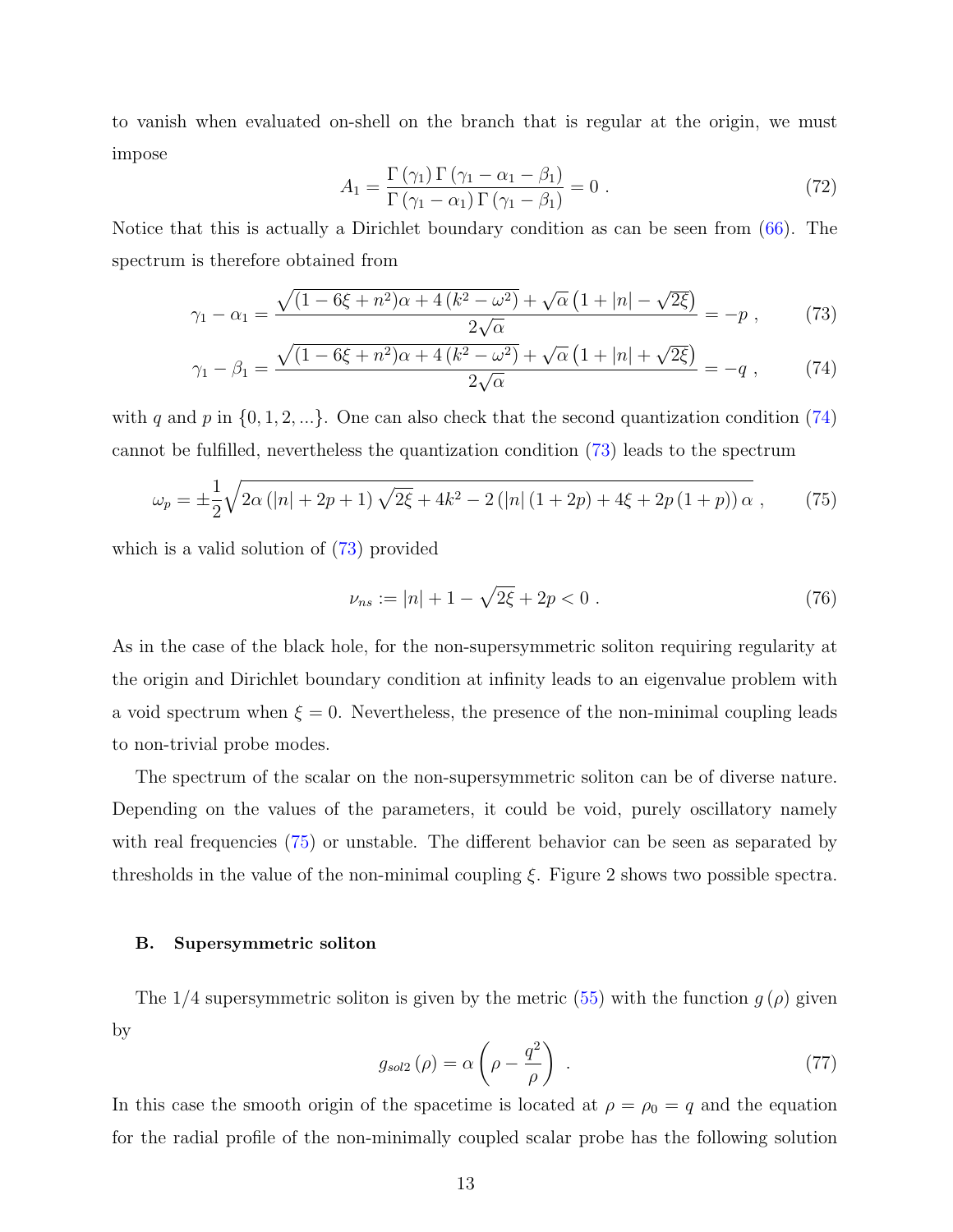to vanish when evaluated on-shell on the branch that is regular at the origin, we must impose

$$A_1 = \frac{\Gamma(\gamma_1)\,\Gamma(\gamma_1 - \alpha_1 - \beta_1)}{\Gamma(\gamma_1 - \alpha_1)\,\Gamma(\gamma_1 - \beta_1)} = 0 \ . \tag{72}$$

Notice that this is actually a Dirichlet boundary condition as can be seen from (66). The spectrum is therefore obtained from

$$\gamma_1 - \alpha_1 = \frac{\sqrt{(1 - 6\xi + n^2)\alpha + 4\left(k^2 - \omega^2\right)} + \sqrt{\alpha}\left(1 + |n| - \sqrt{2\xi}\right)}{2\sqrt{\alpha}} = -p \ , \tag{73}$$

$$\gamma_1 - \beta_1 = \frac{\sqrt{(1 - 6\xi + n^2)\alpha + 4\left(k^2 - \omega^2\right)} + \sqrt{\alpha}\left(1 + |n| + \sqrt{2\xi}\right)}{2\sqrt{\alpha}} = -q \ , \tag{74}$$

with $q$ and $p$ in $\{0, 1, 2, ...\}$. One can also check that the second quantization condition (74) cannot be fulfilled, nevertheless the quantization condition (73) leads to the spectrum

$$\omega_p = \pm\frac{1}{2}\sqrt{2\alpha\left(|n| + 2p + 1\right)\sqrt{2\xi} + 4k^2 - 2\left(|n|\left(1 + 2p\right) + 4\xi + 2p\left(1 + p\right)\right)\alpha} \ , \tag{75}$$

which is a valid solution of (73) provided

$$\nu_{ns} := |n| + 1 - \sqrt{2\xi} + 2p < 0 \ . \tag{76}$$

As in the case of the black hole, for the non-supersymmetric soliton requiring regularity at the origin and Dirichlet boundary condition at infinity leads to an eigenvalue problem with a void spectrum when $\xi = 0$. Nevertheless, the presence of the non-minimal coupling leads to non-trivial probe modes.

The spectrum of the scalar on the non-supersymmetric soliton can be of diverse nature. Depending on the values of the parameters, it could be void, purely oscillatory namely with real frequencies (75) or unstable. The different behavior can be seen as separated by thresholds in the value of the non-minimal coupling $\xi$. Figure 2 shows two possible spectra.

### B. Supersymmetric soliton

The 1/4 supersymmetric soliton is given by the metric (55) with the function $g(\rho)$ given by

$$g_{sol2}(\rho) = \alpha\left(\rho - \frac{q^2}{\rho}\right) \ . \tag{77}$$

In this case the smooth origin of the spacetime is located at $\rho = \rho_0 = q$ and the equation for the radial profile of the non-minimally coupled scalar probe has the following solution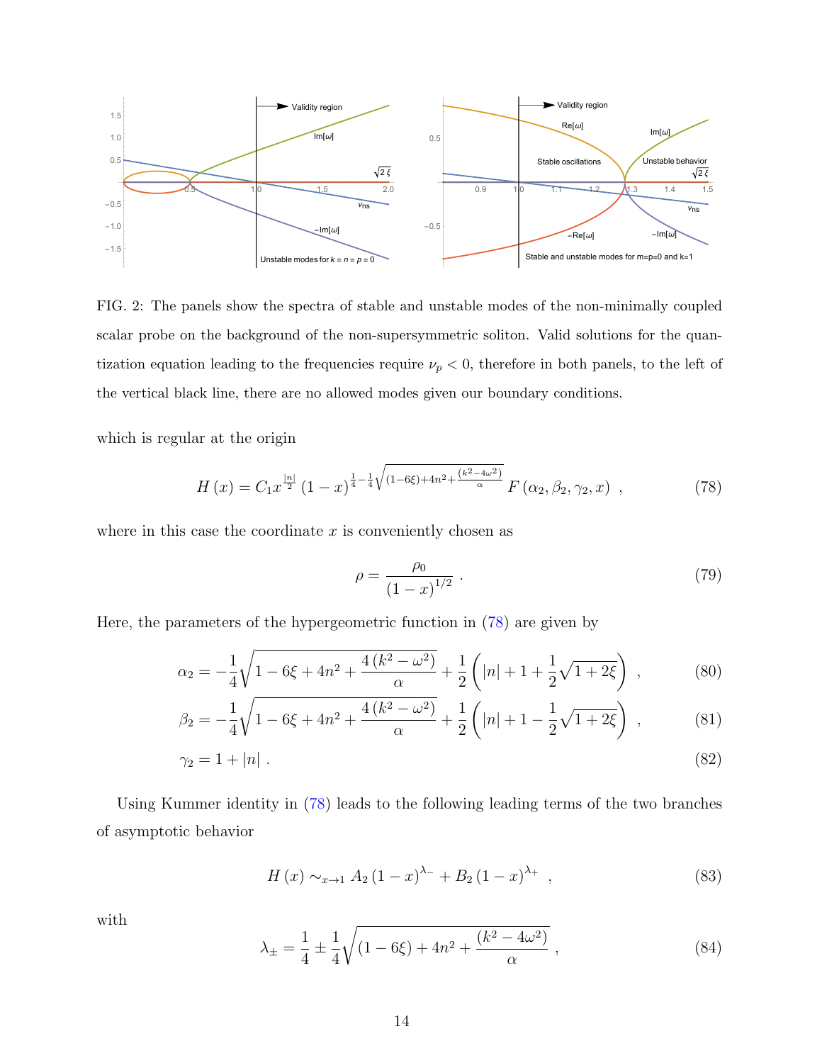FIG. 2: The panels show the spectra of stable and unstable modes of the non-minimally coupled scalar probe on the background of the non-supersymmetric soliton. Valid solutions for the quantization equation leading to the frequencies require $\nu_p < 0$, therefore in both panels, to the left of the vertical black line, there are no allowed modes given our boundary conditions.

which is regular at the origin

$$H\left(x\right) = C_1 x^{\frac{|n|}{2}}\left(1-x\right)^{\frac{1}{4}-\frac{1}{4}\sqrt{(1-6\xi)+4n^2+\frac{(k^2-4\omega^2)}{\alpha}}} F\left(\alpha_2, \beta_2, \gamma_2, x\right) \ , \tag{78}$$

where in this case the coordinate $x$ is conveniently chosen as

$$\rho = \frac{\rho_0}{\left(1-x\right)^{1/2}} \ . \tag{79}$$

Here, the parameters of the hypergeometric function in (78) are given by

$$\alpha_2 = -\frac{1}{4}\sqrt{1-6\xi+4n^2+\frac{4\left(k^2-\omega^2\right)}{\alpha}} + \frac{1}{2}\left(|n|+1+\frac{1}{2}\sqrt{1+2\xi}\right) \ , \tag{80}$$

$$\beta_2 = -\frac{1}{4}\sqrt{1-6\xi+4n^2+\frac{4\left(k^2-\omega^2\right)}{\alpha}} + \frac{1}{2}\left(|n|+1-\frac{1}{2}\sqrt{1+2\xi}\right) \ , \tag{81}$$

$$\gamma_2 = 1+|n| \ . \tag{82}$$

Using Kummer identity in (78) leads to the following leading terms of the two branches of asymptotic behavior

$$H\left(x\right) \sim_{x\rightarrow 1} A_2\left(1-x\right)^{\lambda_-} + B_2\left(1-x\right)^{\lambda_+} \ , \tag{83}$$

with

$$\lambda_\pm = \frac{1}{4} \pm \frac{1}{4}\sqrt{(1-6\xi)+4n^2+\frac{(k^2-4\omega^2)}{\alpha}} \ , \tag{84}$$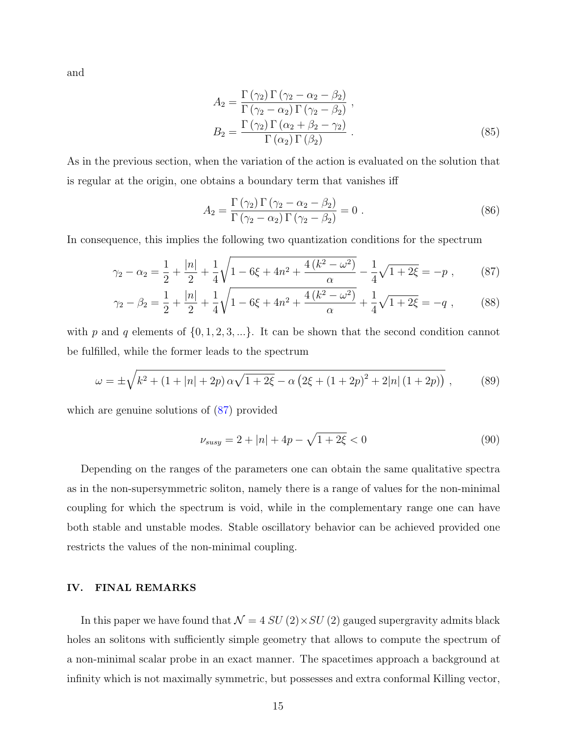and

$$
\begin{aligned}
A_2 &= \frac{\Gamma\left(\gamma_2\right)\Gamma\left(\gamma_2-\alpha_2-\beta_2\right)}{\Gamma\left(\gamma_2-\alpha_2\right)\Gamma\left(\gamma_2-\beta_2\right)} \ , \\
B_2 &= \frac{\Gamma\left(\gamma_2\right)\Gamma\left(\alpha_2+\beta_2-\gamma_2\right)}{\Gamma\left(\alpha_2\right)\Gamma\left(\beta_2\right)} \ .
\end{aligned}
\tag{85}
$$

As in the previous section, when the variation of the action is evaluated on the solution that is regular at the origin, one obtains a boundary term that vanishes iff

$$
A_2 = \frac{\Gamma\left(\gamma_2\right)\Gamma\left(\gamma_2-\alpha_2-\beta_2\right)}{\Gamma\left(\gamma_2-\alpha_2\right)\Gamma\left(\gamma_2-\beta_2\right)} = 0 \ . \tag{86}
$$

In consequence, this implies the following two quantization conditions for the spectrum

$$
\gamma_2-\alpha_2 = \frac{1}{2}+\frac{|n|}{2}+\frac{1}{4}\sqrt{1-6\xi+4n^2+\frac{4\left(k^2-\omega^2\right)}{\alpha}}-\frac{1}{4}\sqrt{1+2\xi} = -p \ , \tag{87}
$$

$$
\gamma_2-\beta_2 = \frac{1}{2}+\frac{|n|}{2}+\frac{1}{4}\sqrt{1-6\xi+4n^2+\frac{4\left(k^2-\omega^2\right)}{\alpha}}+\frac{1}{4}\sqrt{1+2\xi} = -q \ , \tag{88}
$$

with $p$ and $q$ elements of $\{0,1,2,3,...\}$. It can be shown that the second condition cannot be fulfilled, while the former leads to the spectrum

$$
\omega = \pm\sqrt{k^2+\left(1+|n|+2p\right)\alpha\sqrt{1+2\xi}-\alpha\left(2\xi+\left(1+2p\right)^2+2|n|\left(1+2p\right)\right)} \ , \tag{89}
$$

which are genuine solutions of (87) provided

$$
\nu_{susy} = 2+|n|+4p-\sqrt{1+2\xi} < 0 \tag{90}
$$

Depending on the ranges of the parameters one can obtain the same qualitative spectra as in the non-supersymmetric soliton, namely there is a range of values for the non-minimal coupling for which the spectrum is void, while in the complementary range one can have both stable and unstable modes. Stable oscillatory behavior can be achieved provided one restricts the values of the non-minimal coupling.

## IV. FINAL REMARKS

In this paper we have found that $\mathcal{N}=4$ $SU(2)\times SU(2)$ gauged supergravity admits black holes an solitons with sufficiently simple geometry that allows to compute the spectrum of a non-minimal scalar probe in an exact manner. The spacetimes approach a background at infinity which is not maximally symmetric, but possesses and extra conformal Killing vector,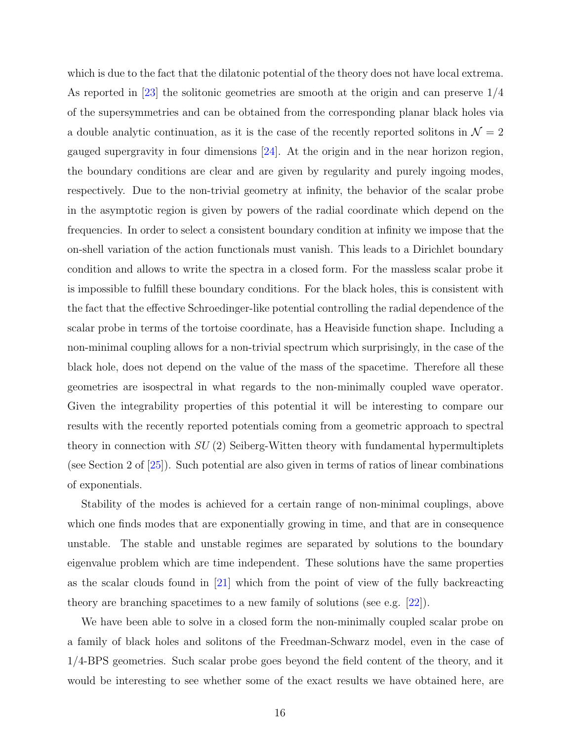which is due to the fact that the dilatonic potential of the theory does not have local extrema. As reported in [23] the solitonic geometries are smooth at the origin and can preserve $1/4$ of the supersymmetries and can be obtained from the corresponding planar black holes via a double analytic continuation, as it is the case of the recently reported solitons in $\mathcal{N}=2$ gauged supergravity in four dimensions [24]. At the origin and in the near horizon region, the boundary conditions are clear and are given by regularity and purely ingoing modes, respectively. Due to the non-trivial geometry at infinity, the behavior of the scalar probe in the asymptotic region is given by powers of the radial coordinate which depend on the frequencies. In order to select a consistent boundary condition at infinity we impose that the on-shell variation of the action functionals must vanish. This leads to a Dirichlet boundary condition and allows to write the spectra in a closed form. For the massless scalar probe it is impossible to fulfill these boundary conditions. For the black holes, this is consistent with the fact that the effective Schroedinger-like potential controlling the radial dependence of the scalar probe in terms of the tortoise coordinate, has a Heaviside function shape. Including a non-minimal coupling allows for a non-trivial spectrum which surprisingly, in the case of the black hole, does not depend on the value of the mass of the spacetime. Therefore all these geometries are isospectral in what regards to the non-minimally coupled wave operator. Given the integrability properties of this potential it will be interesting to compare our results with the recently reported potentials coming from a geometric approach to spectral theory in connection with $SU(2)$ Seiberg-Witten theory with fundamental hypermultiplets (see Section 2 of [25]). Such potential are also given in terms of ratios of linear combinations of exponentials.

Stability of the modes is achieved for a certain range of non-minimal couplings, above which one finds modes that are exponentially growing in time, and that are in consequence unstable. The stable and unstable regimes are separated by solutions to the boundary eigenvalue problem which are time independent. These solutions have the same properties as the scalar clouds found in [21] which from the point of view of the fully backreacting theory are branching spacetimes to a new family of solutions (see e.g. [22]).

We have been able to solve in a closed form the non-minimally coupled scalar probe on a family of black holes and solitons of the Freedman-Schwarz model, even in the case of 1/4-BPS geometries. Such scalar probe goes beyond the field content of the theory, and it would be interesting to see whether some of the exact results we have obtained here, are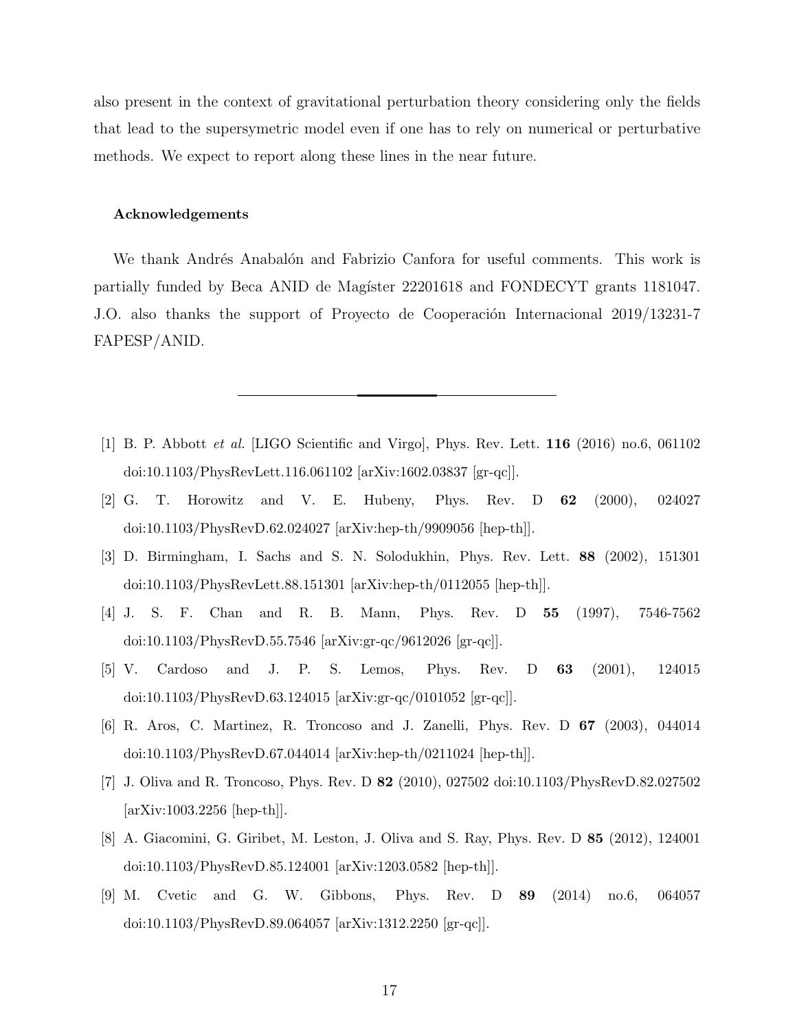also present in the context of gravitational perturbation theory considering only the fields that lead to the supersymetric model even if one has to rely on numerical or perturbative methods. We expect to report along these lines in the near future.

#### Acknowledgements

We thank Andrés Anabalón and Fabrizio Canfora for useful comments. This work is partially funded by Beca ANID de Magíster 22201618 and FONDECYT grants 1181047. J.O. also thanks the support of Proyecto de Cooperación Internacional 2019/13231-7 FAPESP/ANID.

---

[1] B. P. Abbott *et al.* [LIGO Scientific and Virgo], Phys. Rev. Lett. **116** (2016) no.6, 061102 doi:10.1103/PhysRevLett.116.061102 [arXiv:1602.03837 [gr-qc]].

[2] G. T. Horowitz and V. E. Hubeny, Phys. Rev. D **62** (2000), 024027 doi:10.1103/PhysRevD.62.024027 [arXiv:hep-th/9909056 [hep-th]].

[3] D. Birmingham, I. Sachs and S. N. Solodukhin, Phys. Rev. Lett. **88** (2002), 151301 doi:10.1103/PhysRevLett.88.151301 [arXiv:hep-th/0112055 [hep-th]].

[4] J. S. F. Chan and R. B. Mann, Phys. Rev. D **55** (1997), 7546-7562 doi:10.1103/PhysRevD.55.7546 [arXiv:gr-qc/9612026 [gr-qc]].

[5] V. Cardoso and J. P. S. Lemos, Phys. Rev. D **63** (2001), 124015 doi:10.1103/PhysRevD.63.124015 [arXiv:gr-qc/0101052 [gr-qc]].

[6] R. Aros, C. Martinez, R. Troncoso and J. Zanelli, Phys. Rev. D **67** (2003), 044014 doi:10.1103/PhysRevD.67.044014 [arXiv:hep-th/0211024 [hep-th]].

[7] J. Oliva and R. Troncoso, Phys. Rev. D **82** (2010), 027502 doi:10.1103/PhysRevD.82.027502 [arXiv:1003.2256 [hep-th]].

[8] A. Giacomini, G. Giribet, M. Leston, J. Oliva and S. Ray, Phys. Rev. D **85** (2012), 124001 doi:10.1103/PhysRevD.85.124001 [arXiv:1203.0582 [hep-th]].

[9] M. Cvetic and G. W. Gibbons, Phys. Rev. D **89** (2014) no.6, 064057 doi:10.1103/PhysRevD.89.064057 [arXiv:1312.2250 [gr-qc]].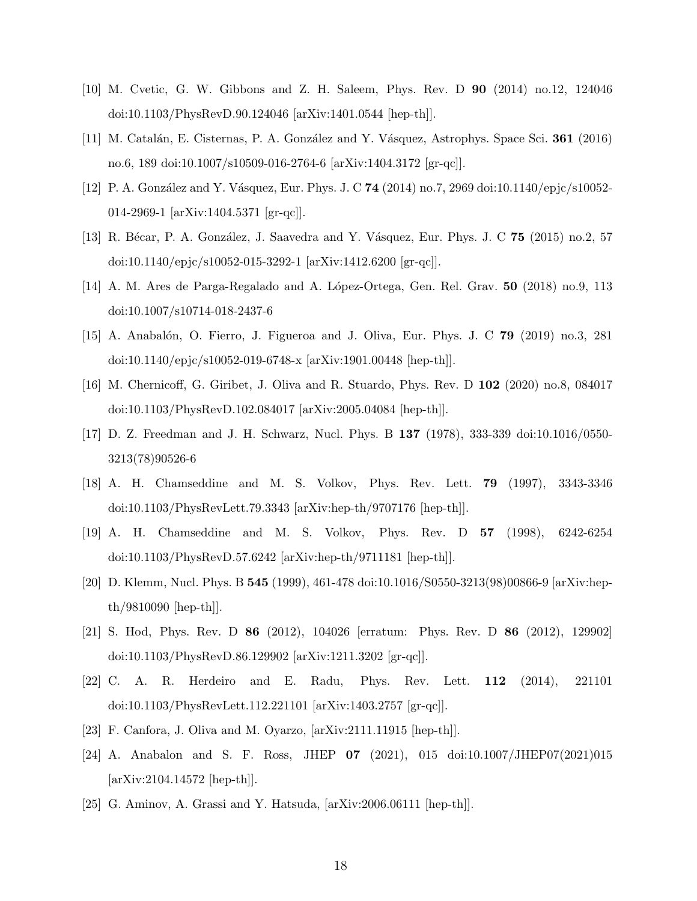[10] M. Cvetic, G. W. Gibbons and Z. H. Saleem, Phys. Rev. D **90** (2014) no.12, 124046 doi:10.1103/PhysRevD.90.124046 [arXiv:1401.0544 [hep-th]].

[11] M. Catalán, E. Cisternas, P. A. González and Y. Vásquez, Astrophys. Space Sci. **361** (2016) no.6, 189 doi:10.1007/s10509-016-2764-6 [arXiv:1404.3172 [gr-qc]].

[12] P. A. González and Y. Vásquez, Eur. Phys. J. C **74** (2014) no.7, 2969 doi:10.1140/epjc/s10052-014-2969-1 [arXiv:1404.5371 [gr-qc]].

[13] R. Bécar, P. A. González, J. Saavedra and Y. Vásquez, Eur. Phys. J. C **75** (2015) no.2, 57 doi:10.1140/epjc/s10052-015-3292-1 [arXiv:1412.6200 [gr-qc]].

[14] A. M. Ares de Parga-Regalado and A. López-Ortega, Gen. Rel. Grav. **50** (2018) no.9, 113 doi:10.1007/s10714-018-2437-6

[15] A. Anabalón, O. Fierro, J. Figueroa and J. Oliva, Eur. Phys. J. C **79** (2019) no.3, 281 doi:10.1140/epjc/s10052-019-6748-x [arXiv:1901.00448 [hep-th]].

[16] M. Chernicoff, G. Giribet, J. Oliva and R. Stuardo, Phys. Rev. D **102** (2020) no.8, 084017 doi:10.1103/PhysRevD.102.084017 [arXiv:2005.04084 [hep-th]].

[17] D. Z. Freedman and J. H. Schwarz, Nucl. Phys. B **137** (1978), 333-339 doi:10.1016/0550-3213(78)90526-6

[18] A. H. Chamseddine and M. S. Volkov, Phys. Rev. Lett. **79** (1997), 3343-3346 doi:10.1103/PhysRevLett.79.3343 [arXiv:hep-th/9707176 [hep-th]].

[19] A. H. Chamseddine and M. S. Volkov, Phys. Rev. D **57** (1998), 6242-6254 doi:10.1103/PhysRevD.57.6242 [arXiv:hep-th/9711181 [hep-th]].

[20] D. Klemm, Nucl. Phys. B **545** (1999), 461-478 doi:10.1016/S0550-3213(98)00866-9 [arXiv:hep-th/9810090 [hep-th]].

[21] S. Hod, Phys. Rev. D **86** (2012), 104026 [erratum: Phys. Rev. D **86** (2012), 129902] doi:10.1103/PhysRevD.86.129902 [arXiv:1211.3202 [gr-qc]].

[22] C. A. R. Herdeiro and E. Radu, Phys. Rev. Lett. **112** (2014), 221101 doi:10.1103/PhysRevLett.112.221101 [arXiv:1403.2757 [gr-qc]].

[23] F. Canfora, J. Oliva and M. Oyarzo, [arXiv:2111.11915 [hep-th]].

[24] A. Anabalon and S. F. Ross, JHEP **07** (2021), 015 doi:10.1007/JHEP07(2021)015 [arXiv:2104.14572 [hep-th]].

[25] G. Aminov, A. Grassi and Y. Hatsuda, [arXiv:2006.06111 [hep-th]].